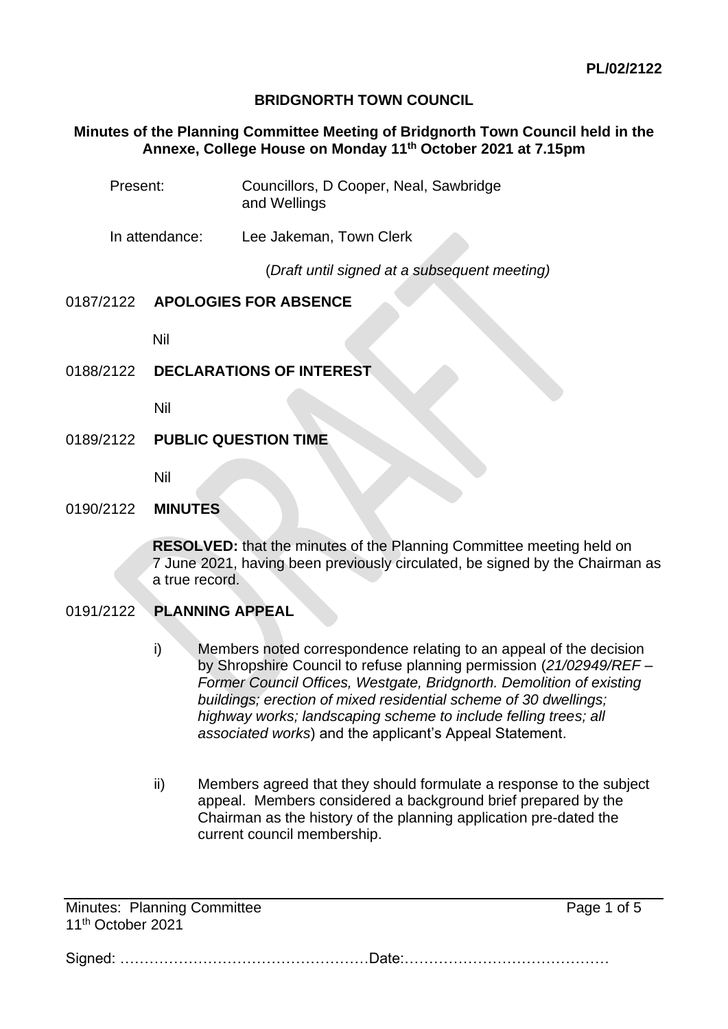**PL/02/2122**

# BRIDGNORTH TOWN COUNCIL

## Minutes of the Planning Committee Meeting of Bridgnorth Town Council held in the Annexe, College House on Monday 11th October 2021 at 7.15pm

Present: Councillors, D Cooper, Neal, Sawbridge and Wellings

In attendance: Lee Jakeman, Town Clerk

(*Draft until signed at a subsequent meeting)*

0187/2122 **APOLOGIES FOR ABSENCE**

Nil

0188/2122 **DECLARATIONS OF INTEREST**

Nil

0189/2122 **PUBLIC QUESTION TIME**

Nil

0190/2122 **MINUTES**

**RESOLVED:** that the minutes of the Planning Committee meeting held on 7 June 2021, having been previously circulated, be signed by the Chairman as a true record.

0191/2122 **PLANNING APPEAL**

i) Members noted correspondence relating to an appeal of the decision by Shropshire Council to refuse planning permission (*21/02949/REF – Former Council Offices, Westgate, Bridgnorth. Demolition of existing buildings; erection of mixed residential scheme of 30 dwellings; highway works; landscaping scheme to include felling trees; all associated works*) and the applicant's Appeal Statement.

ii) Members agreed that they should formulate a response to the subject appeal. Members considered a background brief prepared by the Chairman as the history of the planning application pre-dated the current council membership.

Signed: ……………………………………………Date:……………………………………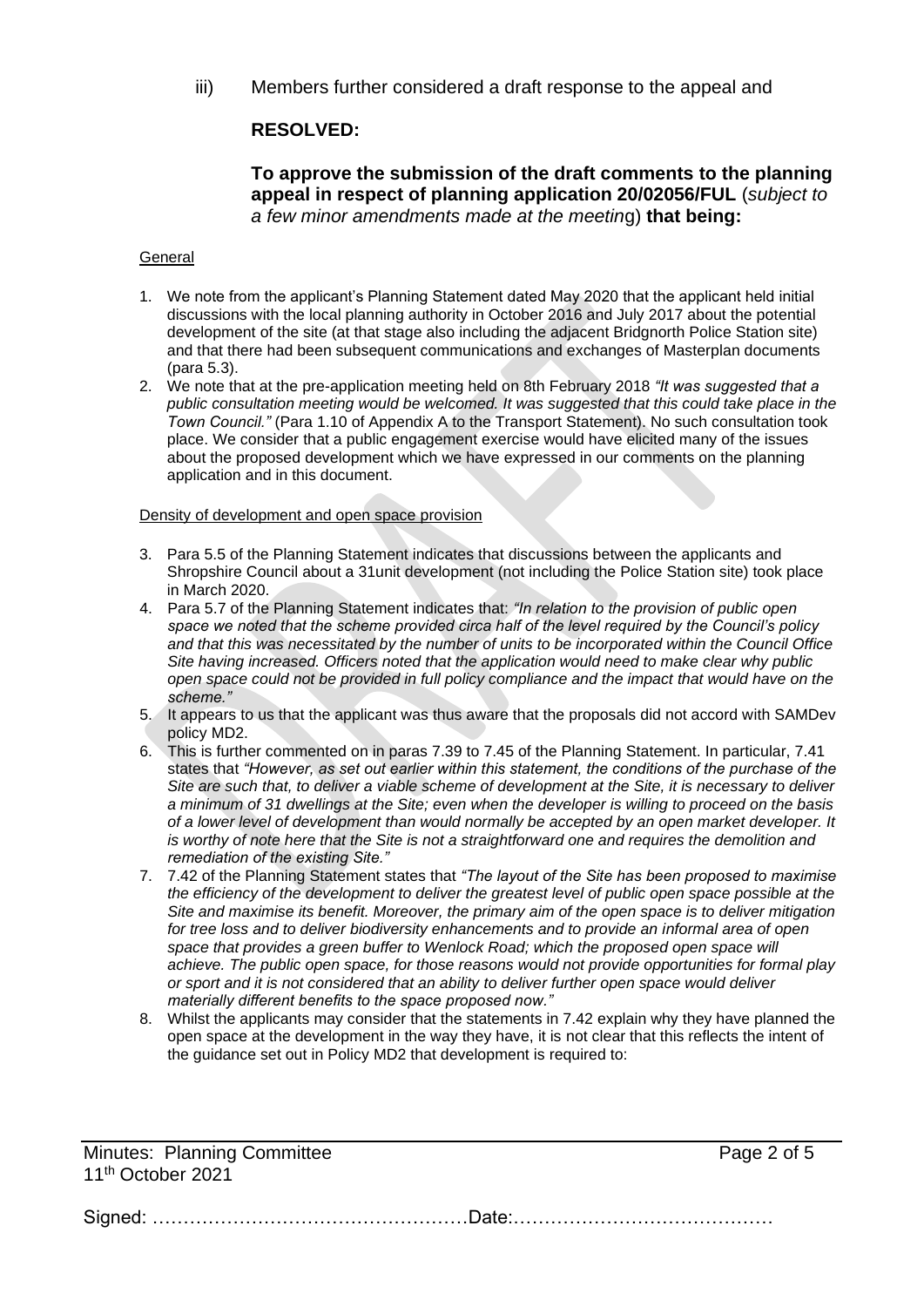iii) Members further considered a draft response to the appeal and

**RESOLVED:**

**To approve the submission of the draft comments to the planning appeal in respect of planning application 20/02056/FUL** (*subject to a few minor amendments made at the meeting*) **that being:**

General

1. We note from the applicant's Planning Statement dated May 2020 that the applicant held initial discussions with the local planning authority in October 2016 and July 2017 about the potential development of the site (at that stage also including the adjacent Bridgnorth Police Station site) and that there had been subsequent communications and exchanges of Masterplan documents (para 5.3).
2. We note that at the pre-application meeting held on 8th February 2018 *"It was suggested that a public consultation meeting would be welcomed. It was suggested that this could take place in the Town Council."* (Para 1.10 of Appendix A to the Transport Statement). No such consultation took place. We consider that a public engagement exercise would have elicited many of the issues about the proposed development which we have expressed in our comments on the planning application and in this document.

Density of development and open space provision

3. Para 5.5 of the Planning Statement indicates that discussions between the applicants and Shropshire Council about a 31unit development (not including the Police Station site) took place in March 2020.
4. Para 5.7 of the Planning Statement indicates that: *"In relation to the provision of public open space we noted that the scheme provided circa half of the level required by the Council's policy and that this was necessitated by the number of units to be incorporated within the Council Office Site having increased. Officers noted that the application would need to make clear why public open space could not be provided in full policy compliance and the impact that would have on the scheme."*
5. It appears to us that the applicant was thus aware that the proposals did not accord with SAMDev policy MD2.
6. This is further commented on in paras 7.39 to 7.45 of the Planning Statement. In particular, 7.41 states that *"However, as set out earlier within this statement, the conditions of the purchase of the Site are such that, to deliver a viable scheme of development at the Site, it is necessary to deliver a minimum of 31 dwellings at the Site; even when the developer is willing to proceed on the basis of a lower level of development than would normally be accepted by an open market developer. It is worthy of note here that the Site is not a straightforward one and requires the demolition and remediation of the existing Site."*
7. 7.42 of the Planning Statement states that *"The layout of the Site has been proposed to maximise the efficiency of the development to deliver the greatest level of public open space possible at the Site and maximise its benefit. Moreover, the primary aim of the open space is to deliver mitigation for tree loss and to deliver biodiversity enhancements and to provide an informal area of open space that provides a green buffer to Wenlock Road; which the proposed open space will achieve. The public open space, for those reasons would not provide opportunities for formal play or sport and it is not considered that an ability to deliver further open space would deliver materially different benefits to the space proposed now."*
8. Whilst the applicants may consider that the statements in 7.42 explain why they have planned the open space at the development in the way they have, it is not clear that this reflects the intent of the guidance set out in Policy MD2 that development is required to:

Minutes: Planning Committee
11th October 2021

Signed: ……………………………………………Date:……………………………………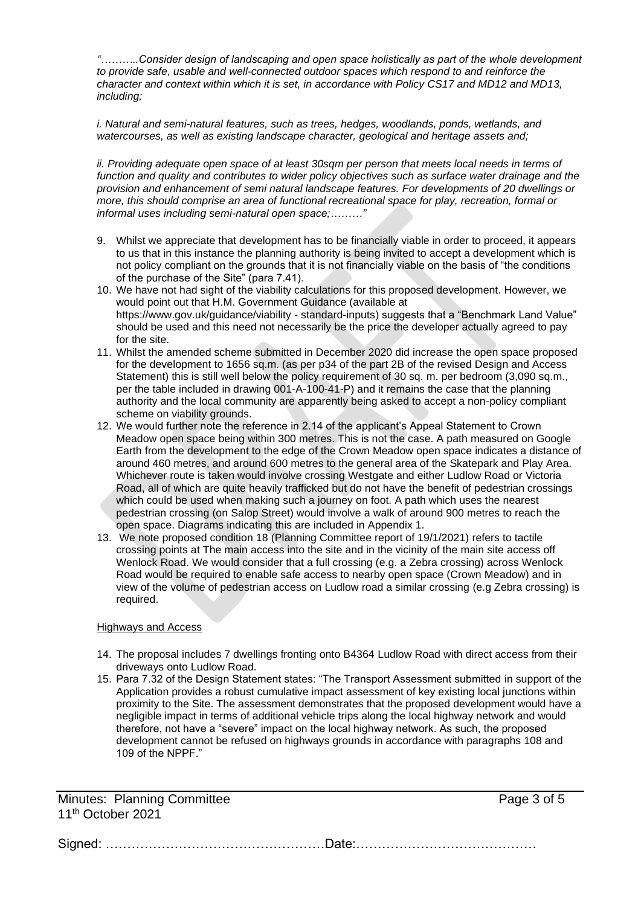*"………..Consider design of landscaping and open space holistically as part of the whole development to provide safe, usable and well-connected outdoor spaces which respond to and reinforce the character and context within which it is set, in accordance with Policy CS17 and MD12 and MD13, including;*

*i. Natural and semi-natural features, such as trees, hedges, woodlands, ponds, wetlands, and watercourses, as well as existing landscape character, geological and heritage assets and;*

*ii. Providing adequate open space of at least 30sqm per person that meets local needs in terms of function and quality and contributes to wider policy objectives such as surface water drainage and the provision and enhancement of semi natural landscape features. For developments of 20 dwellings or more, this should comprise an area of functional recreational space for play, recreation, formal or informal uses including semi-natural open space;………"*

9. Whilst we appreciate that development has to be financially viable in order to proceed, it appears to us that in this instance the planning authority is being invited to accept a development which is not policy compliant on the grounds that it is not financially viable on the basis of "the conditions of the purchase of the Site" (para 7.41).
10. We have not had sight of the viability calculations for this proposed development. However, we would point out that H.M. Government Guidance (available at https://www.gov.uk/guidance/viability - standard-inputs) suggests that a "Benchmark Land Value" should be used and this need not necessarily be the price the developer actually agreed to pay for the site.
11. Whilst the amended scheme submitted in December 2020 did increase the open space proposed for the development to 1656 sq.m. (as per p34 of the part 2B of the revised Design and Access Statement) this is still well below the policy requirement of 30 sq. m. per bedroom (3,090 sq.m., per the table included in drawing 001-A-100-41-P) and it remains the case that the planning authority and the local community are apparently being asked to accept a non-policy compliant scheme on viability grounds.
12. We would further note the reference in 2.14 of the applicant's Appeal Statement to Crown Meadow open space being within 300 metres. This is not the case. A path measured on Google Earth from the development to the edge of the Crown Meadow open space indicates a distance of around 460 metres, and around 600 metres to the general area of the Skatepark and Play Area. Whichever route is taken would involve crossing Westgate and either Ludlow Road or Victoria Road, all of which are quite heavily trafficked but do not have the benefit of pedestrian crossings which could be used when making such a journey on foot. A path which uses the nearest pedestrian crossing (on Salop Street) would involve a walk of around 900 metres to reach the open space. Diagrams indicating this are included in Appendix 1.
13. We note proposed condition 18 (Planning Committee report of 19/1/2021) refers to tactile crossing points at The main access into the site and in the vicinity of the main site access off Wenlock Road. We would consider that a full crossing (e.g. a Zebra crossing) across Wenlock Road would be required to enable safe access to nearby open space (Crown Meadow) and in view of the volume of pedestrian access on Ludlow road a similar crossing (e.g Zebra crossing) is required.

Highways and Access

14. The proposal includes 7 dwellings fronting onto B4364 Ludlow Road with direct access from their driveways onto Ludlow Road.
15. Para 7.32 of the Design Statement states: "The Transport Assessment submitted in support of the Application provides a robust cumulative impact assessment of key existing local junctions within proximity to the Site. The assessment demonstrates that the proposed development would have a negligible impact in terms of additional vehicle trips along the local highway network and would therefore, not have a "severe" impact on the local highway network. As such, the proposed development cannot be refused on highways grounds in accordance with paragraphs 108 and 109 of the NPPF."

Signed: ……………………………………………Date:……………………………………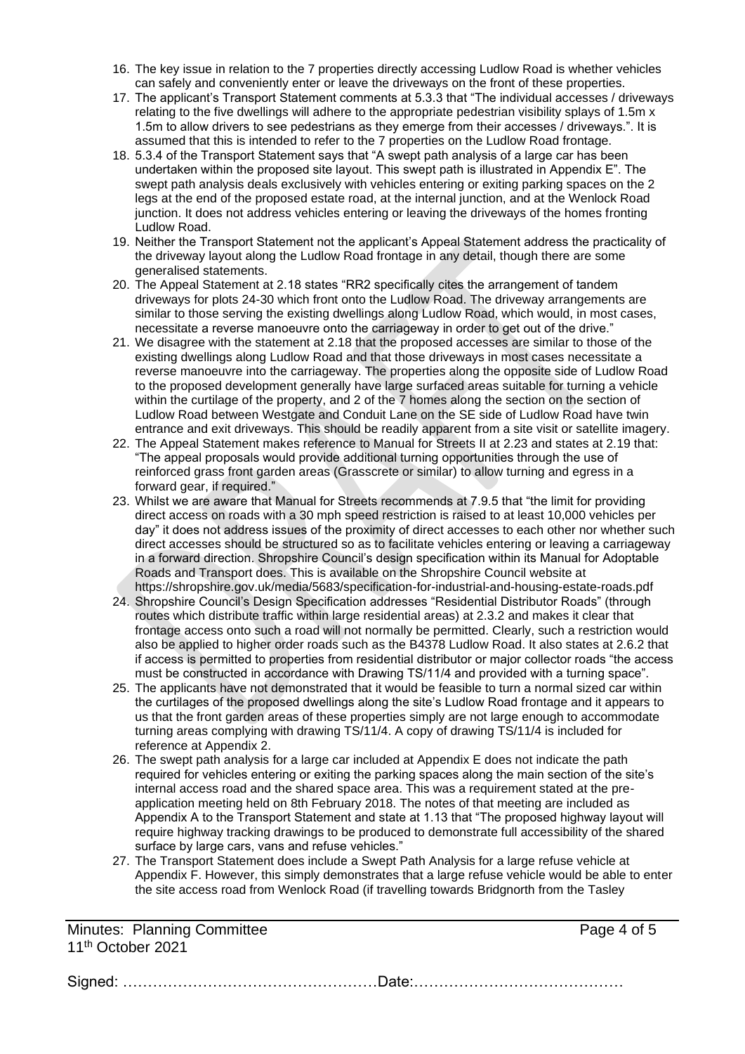16. The key issue in relation to the 7 properties directly accessing Ludlow Road is whether vehicles can safely and conveniently enter or leave the driveways on the front of these properties.
17. The applicant's Transport Statement comments at 5.3.3 that "The individual accesses / driveways relating to the five dwellings will adhere to the appropriate pedestrian visibility splays of 1.5m x 1.5m to allow drivers to see pedestrians as they emerge from their accesses / driveways.". It is assumed that this is intended to refer to the 7 properties on the Ludlow Road frontage.
18. 5.3.4 of the Transport Statement says that "A swept path analysis of a large car has been undertaken within the proposed site layout. This swept path is illustrated in Appendix E". The swept path analysis deals exclusively with vehicles entering or exiting parking spaces on the 2 legs at the end of the proposed estate road, at the internal junction, and at the Wenlock Road junction. It does not address vehicles entering or leaving the driveways of the homes fronting Ludlow Road.
19. Neither the Transport Statement not the applicant's Appeal Statement address the practicality of the driveway layout along the Ludlow Road frontage in any detail, though there are some generalised statements.
20. The Appeal Statement at 2.18 states "RR2 specifically cites the arrangement of tandem driveways for plots 24-30 which front onto the Ludlow Road. The driveway arrangements are similar to those serving the existing dwellings along Ludlow Road, which would, in most cases, necessitate a reverse manoeuvre onto the carriageway in order to get out of the drive."
21. We disagree with the statement at 2.18 that the proposed accesses are similar to those of the existing dwellings along Ludlow Road and that those driveways in most cases necessitate a reverse manoeuvre into the carriageway. The properties along the opposite side of Ludlow Road to the proposed development generally have large surfaced areas suitable for turning a vehicle within the curtilage of the property, and 2 of the 7 homes along the section on the section of Ludlow Road between Westgate and Conduit Lane on the SE side of Ludlow Road have twin entrance and exit driveways. This should be readily apparent from a site visit or satellite imagery.
22. The Appeal Statement makes reference to Manual for Streets II at 2.23 and states at 2.19 that: "The appeal proposals would provide additional turning opportunities through the use of reinforced grass front garden areas (Grasscrete or similar) to allow turning and egress in a forward gear, if required."
23. Whilst we are aware that Manual for Streets recommends at 7.9.5 that "the limit for providing direct access on roads with a 30 mph speed restriction is raised to at least 10,000 vehicles per day" it does not address issues of the proximity of direct accesses to each other nor whether such direct accesses should be structured so as to facilitate vehicles entering or leaving a carriageway in a forward direction. Shropshire Council's design specification within its Manual for Adoptable Roads and Transport does. This is available on the Shropshire Council website at https://shropshire.gov.uk/media/5683/specification-for-industrial-and-housing-estate-roads.pdf
24. Shropshire Council's Design Specification addresses "Residential Distributor Roads" (through routes which distribute traffic within large residential areas) at 2.3.2 and makes it clear that frontage access onto such a road will not normally be permitted. Clearly, such a restriction would also be applied to higher order roads such as the B4378 Ludlow Road. It also states at 2.6.2 that if access is permitted to properties from residential distributor or major collector roads "the access must be constructed in accordance with Drawing TS/11/4 and provided with a turning space".
25. The applicants have not demonstrated that it would be feasible to turn a normal sized car within the curtilages of the proposed dwellings along the site's Ludlow Road frontage and it appears to us that the front garden areas of these properties simply are not large enough to accommodate turning areas complying with drawing TS/11/4. A copy of drawing TS/11/4 is included for reference at Appendix 2.
26. The swept path analysis for a large car included at Appendix E does not indicate the path required for vehicles entering or exiting the parking spaces along the main section of the site's internal access road and the shared space area. This was a requirement stated at the pre-application meeting held on 8th February 2018. The notes of that meeting are included as Appendix A to the Transport Statement and state at 1.13 that "The proposed highway layout will require highway tracking drawings to be produced to demonstrate full accessibility of the shared surface by large cars, vans and refuse vehicles."
27. The Transport Statement does include a Swept Path Analysis for a large refuse vehicle at Appendix F. However, this simply demonstrates that a large refuse vehicle would be able to enter the site access road from Wenlock Road (if travelling towards Bridgnorth from the Tasley

Signed: ……………………………………………Date:……………………………………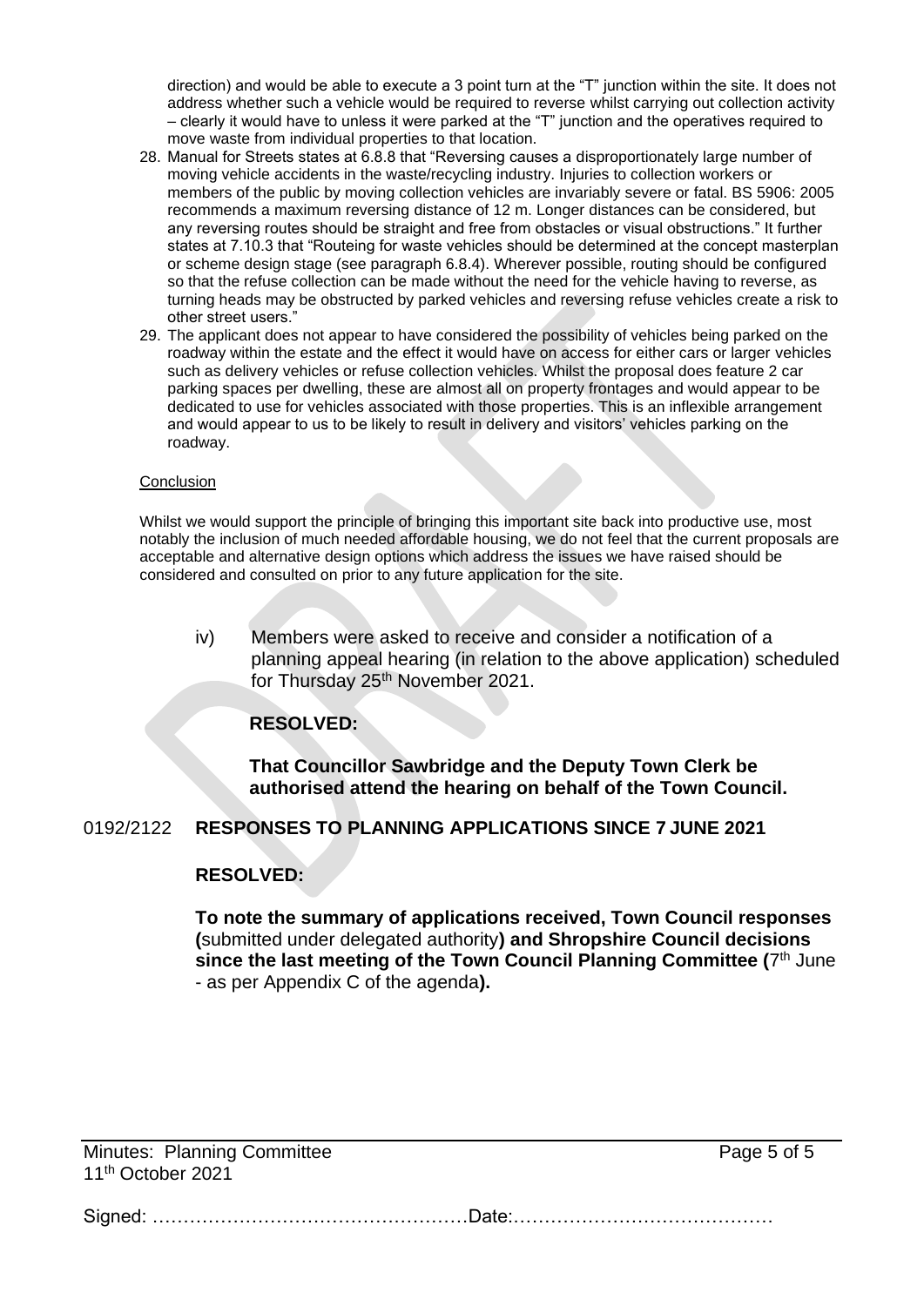direction) and would be able to execute a 3 point turn at the "T" junction within the site. It does not address whether such a vehicle would be required to reverse whilst carrying out collection activity – clearly it would have to unless it were parked at the "T" junction and the operatives required to move waste from individual properties to that location.

28. Manual for Streets states at 6.8.8 that "Reversing causes a disproportionately large number of moving vehicle accidents in the waste/recycling industry. Injuries to collection workers or members of the public by moving collection vehicles are invariably severe or fatal. BS 5906: 2005 recommends a maximum reversing distance of 12 m. Longer distances can be considered, but any reversing routes should be straight and free from obstacles or visual obstructions." It further states at 7.10.3 that "Routeing for waste vehicles should be determined at the concept masterplan or scheme design stage (see paragraph 6.8.4). Wherever possible, routing should be configured so that the refuse collection can be made without the need for the vehicle having to reverse, as turning heads may be obstructed by parked vehicles and reversing refuse vehicles create a risk to other street users."
29. The applicant does not appear to have considered the possibility of vehicles being parked on the roadway within the estate and the effect it would have on access for either cars or larger vehicles such as delivery vehicles or refuse collection vehicles. Whilst the proposal does feature 2 car parking spaces per dwelling, these are almost all on property frontages and would appear to be dedicated to use for vehicles associated with those properties. This is an inflexible arrangement and would appear to us to be likely to result in delivery and visitors' vehicles parking on the roadway.

Conclusion

Whilst we would support the principle of bringing this important site back into productive use, most notably the inclusion of much needed affordable housing, we do not feel that the current proposals are acceptable and alternative design options which address the issues we have raised should be considered and consulted on prior to any future application for the site.

iv) Members were asked to receive and consider a notification of a planning appeal hearing (in relation to the above application) scheduled for Thursday 25th November 2021.

**RESOLVED:**

**That Councillor Sawbridge and the Deputy Town Clerk be authorised attend the hearing on behalf of the Town Council.**

## 0192/2122 RESPONSES TO PLANNING APPLICATIONS SINCE 7 JUNE 2021

**RESOLVED:**

**To note the summary of applications received, Town Council responses (**submitted under delegated authority**) and Shropshire Council decisions since the last meeting of the Town Council Planning Committee (**7th June - as per Appendix C of the agenda**).**

Minutes: Planning Committee
11th October 2021

Signed: ……………………………………………Date:……………………………………